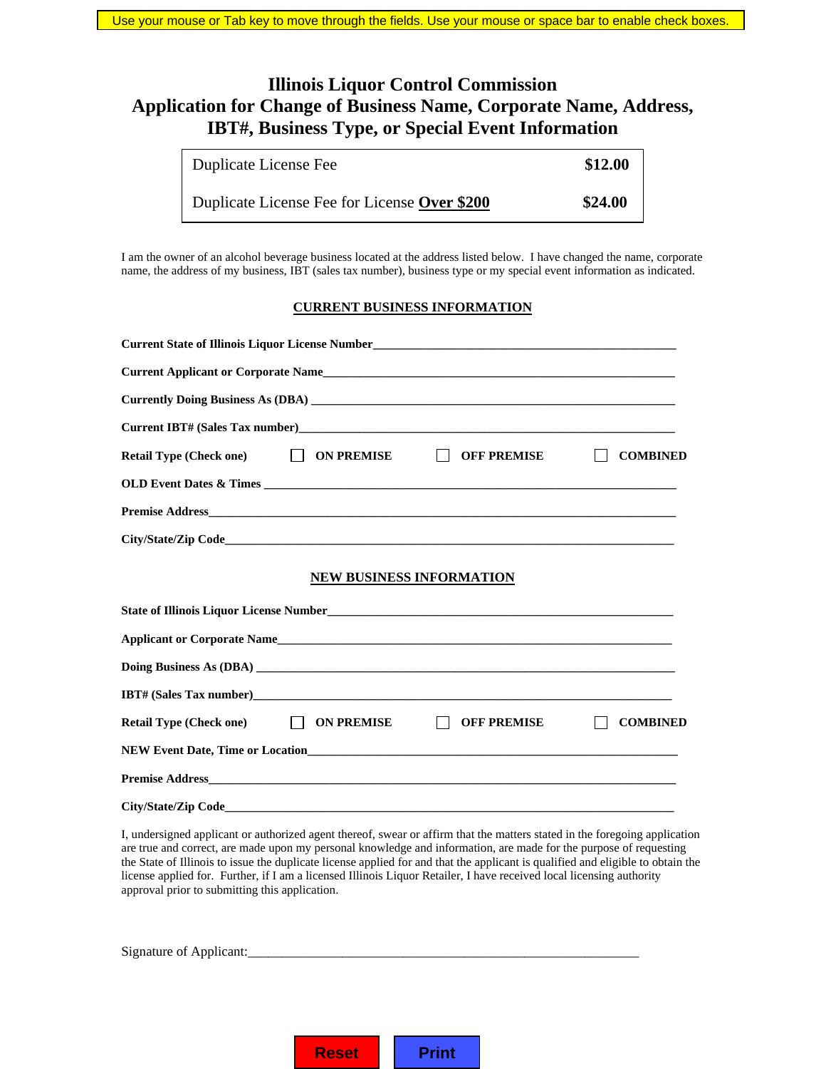Use your mouse or Tab key to move through the fields. Use your mouse or space bar to enable check boxes.

# Illinois Liquor Control Commission
# Application for Change of Business Name, Corporate Name, Address, IBT#, Business Type, or Special Event Information

| | |
|---|---|
| Duplicate License Fee | **$12.00** |
| Duplicate License Fee for License **Over $200** | **$24.00** |

I am the owner of an alcohol beverage business located at the address listed below. I have changed the name, corporate name, the address of my business, IBT (sales tax number), business type or my special event information as indicated.

## CURRENT BUSINESS INFORMATION

**Current State of Illinois Liquor License Number**_______________________________________________

**Current Applicant or Corporate Name**_______________________________________________

**Currently Doing Business As (DBA)** _______________________________________________

**Current IBT# (Sales Tax number)**_______________________________________________

**Retail Type (Check one)** ☐ **ON PREMISE** ☐ **OFF PREMISE** ☐ **COMBINED**

**OLD Event Dates & Times** _______________________________________________

**Premise Address**_______________________________________________

**City/State/Zip Code**_______________________________________________

## NEW BUSINESS INFORMATION

**State of Illinois Liquor License Number**_______________________________________________

**Applicant or Corporate Name**_______________________________________________

**Doing Business As (DBA)** _______________________________________________

**IBT# (Sales Tax number)**_______________________________________________

**Retail Type (Check one)** ☐ **ON PREMISE** ☐ **OFF PREMISE** ☐ **COMBINED**

**NEW Event Date, Time or Location**_______________________________________________

**Premise Address**_______________________________________________

**City/State/Zip Code**_______________________________________________

I, undersigned applicant or authorized agent thereof, swear or affirm that the matters stated in the foregoing application are true and correct, are made upon my personal knowledge and information, are made for the purpose of requesting the State of Illinois to issue the duplicate license applied for and that the applicant is qualified and eligible to obtain the license applied for. Further, if I am a licensed Illinois Liquor Retailer, I have received local licensing authority approval prior to submitting this application.

Signature of Applicant:_______________________________________________

Reset Print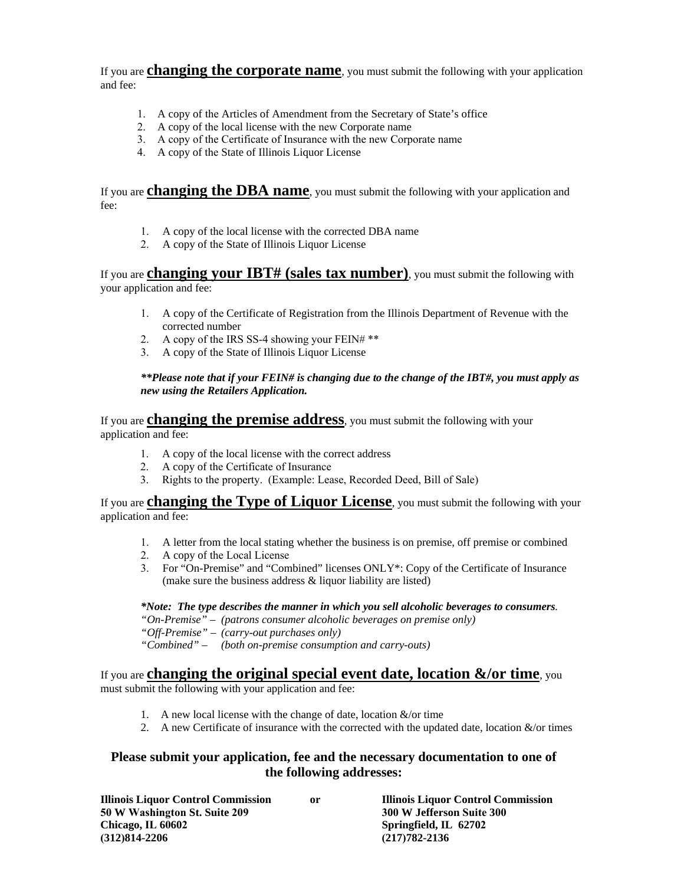If you are **changing the corporate name**, you must submit the following with your application and fee:

1. A copy of the Articles of Amendment from the Secretary of State's office
2. A copy of the local license with the new Corporate name
3. A copy of the Certificate of Insurance with the new Corporate name
4. A copy of the State of Illinois Liquor License

If you are **changing the DBA name**, you must submit the following with your application and fee:

1. A copy of the local license with the corrected DBA name
2. A copy of the State of Illinois Liquor License

If you are **changing your IBT# (sales tax number)**, you must submit the following with your application and fee:

1. A copy of the Certificate of Registration from the Illinois Department of Revenue with the corrected number
2. A copy of the IRS SS-4 showing your FEIN# **
3. A copy of the State of Illinois Liquor License

***\*\*Please note that if your FEIN# is changing due to the change of the IBT#, you must apply as new using the Retailers Application.***

If you are **changing the premise address**, you must submit the following with your application and fee:

1. A copy of the local license with the correct address
2. A copy of the Certificate of Insurance
3. Rights to the property. (Example: Lease, Recorded Deed, Bill of Sale)

If you are **changing the Type of Liquor License**, you must submit the following with your application and fee:

1. A letter from the local stating whether the business is on premise, off premise or combined
2. A copy of the Local License
3. For "On-Premise" and "Combined" licenses ONLY*: Copy of the Certificate of Insurance (make sure the business address & liquor liability are listed)

***\*Note: The type describes the manner in which you sell alcoholic beverages to consumers.***
*"On-Premise" – (patrons consumer alcoholic beverages on premise only)*
*"Off-Premise" – (carry-out purchases only)*
*"Combined" – (both on-premise consumption and carry-outs)*

If you are **changing the original special event date, location &/or time**, you must submit the following with your application and fee:

1. A new local license with the change of date, location &/or time
2. A new Certificate of insurance with the corrected with the updated date, location &/or times

**Please submit your application, fee and the necessary documentation to one of the following addresses:**

**Illinois Liquor Control Commission**
**50 W Washington St. Suite 209**
**Chicago, IL 60602**
**(312)814-2206**

**or**

**Illinois Liquor Control Commission**
**300 W Jefferson Suite 300**
**Springfield, IL 62702**
**(217)782-2136**